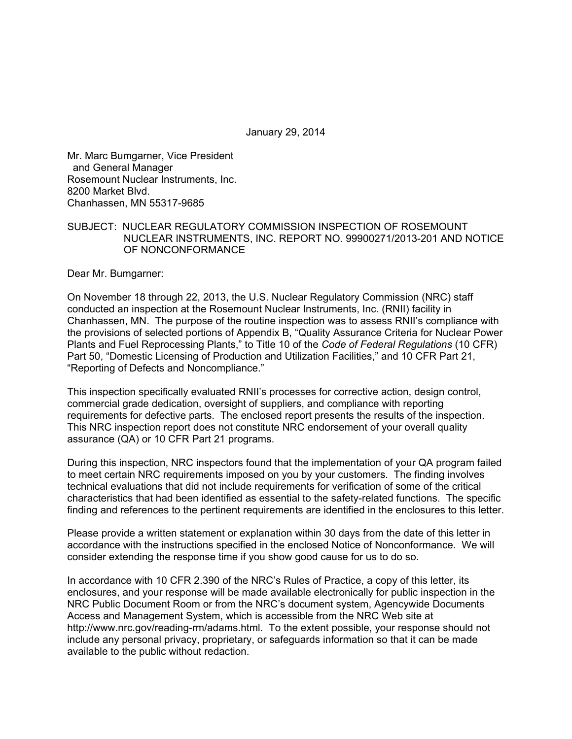January 29, 2014

Mr. Marc Bumgarner, Vice President
and General Manager
Rosemount Nuclear Instruments, Inc.
8200 Market Blvd.
Chanhassen, MN 55317-9685

SUBJECT: NUCLEAR REGULATORY COMMISSION INSPECTION OF ROSEMOUNT NUCLEAR INSTRUMENTS, INC. REPORT NO. 99900271/2013-201 AND NOTICE OF NONCONFORMANCE

Dear Mr. Bumgarner:

On November 18 through 22, 2013, the U.S. Nuclear Regulatory Commission (NRC) staff conducted an inspection at the Rosemount Nuclear Instruments, Inc. (RNII) facility in Chanhassen, MN. The purpose of the routine inspection was to assess RNII's compliance with the provisions of selected portions of Appendix B, "Quality Assurance Criteria for Nuclear Power Plants and Fuel Reprocessing Plants," to Title 10 of the *Code of Federal Regulations* (10 CFR) Part 50, "Domestic Licensing of Production and Utilization Facilities," and 10 CFR Part 21, "Reporting of Defects and Noncompliance."

This inspection specifically evaluated RNII's processes for corrective action, design control, commercial grade dedication, oversight of suppliers, and compliance with reporting requirements for defective parts. The enclosed report presents the results of the inspection. This NRC inspection report does not constitute NRC endorsement of your overall quality assurance (QA) or 10 CFR Part 21 programs.

During this inspection, NRC inspectors found that the implementation of your QA program failed to meet certain NRC requirements imposed on you by your customers. The finding involves technical evaluations that did not include requirements for verification of some of the critical characteristics that had been identified as essential to the safety-related functions. The specific finding and references to the pertinent requirements are identified in the enclosures to this letter.

Please provide a written statement or explanation within 30 days from the date of this letter in accordance with the instructions specified in the enclosed Notice of Nonconformance. We will consider extending the response time if you show good cause for us to do so.

In accordance with 10 CFR 2.390 of the NRC's Rules of Practice, a copy of this letter, its enclosures, and your response will be made available electronically for public inspection in the NRC Public Document Room or from the NRC's document system, Agencywide Documents Access and Management System, which is accessible from the NRC Web site at http://www.nrc.gov/reading-rm/adams.html. To the extent possible, your response should not include any personal privacy, proprietary, or safeguards information so that it can be made available to the public without redaction.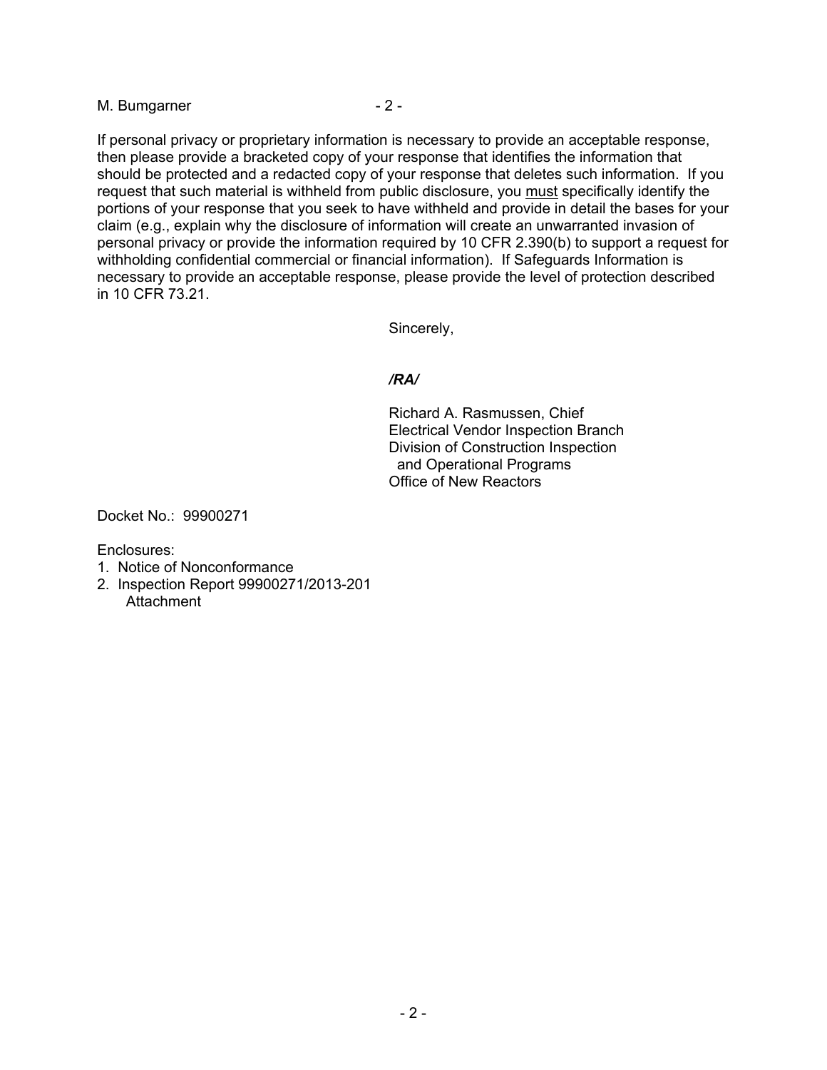If personal privacy or proprietary information is necessary to provide an acceptable response, then please provide a bracketed copy of your response that identifies the information that should be protected and a redacted copy of your response that deletes such information. If you request that such material is withheld from public disclosure, you must specifically identify the portions of your response that you seek to have withheld and provide in detail the bases for your claim (e.g., explain why the disclosure of information will create an unwarranted invasion of personal privacy or provide the information required by 10 CFR 2.390(b) to support a request for withholding confidential commercial or financial information). If Safeguards Information is necessary to provide an acceptable response, please provide the level of protection described in 10 CFR 73.21.

Sincerely,

*/RA/*

Richard A. Rasmussen, Chief
Electrical Vendor Inspection Branch
Division of Construction Inspection
and Operational Programs
Office of New Reactors

Docket No.: 99900271

Enclosures:
1. Notice of Nonconformance
2. Inspection Report 99900271/2013-201
   Attachment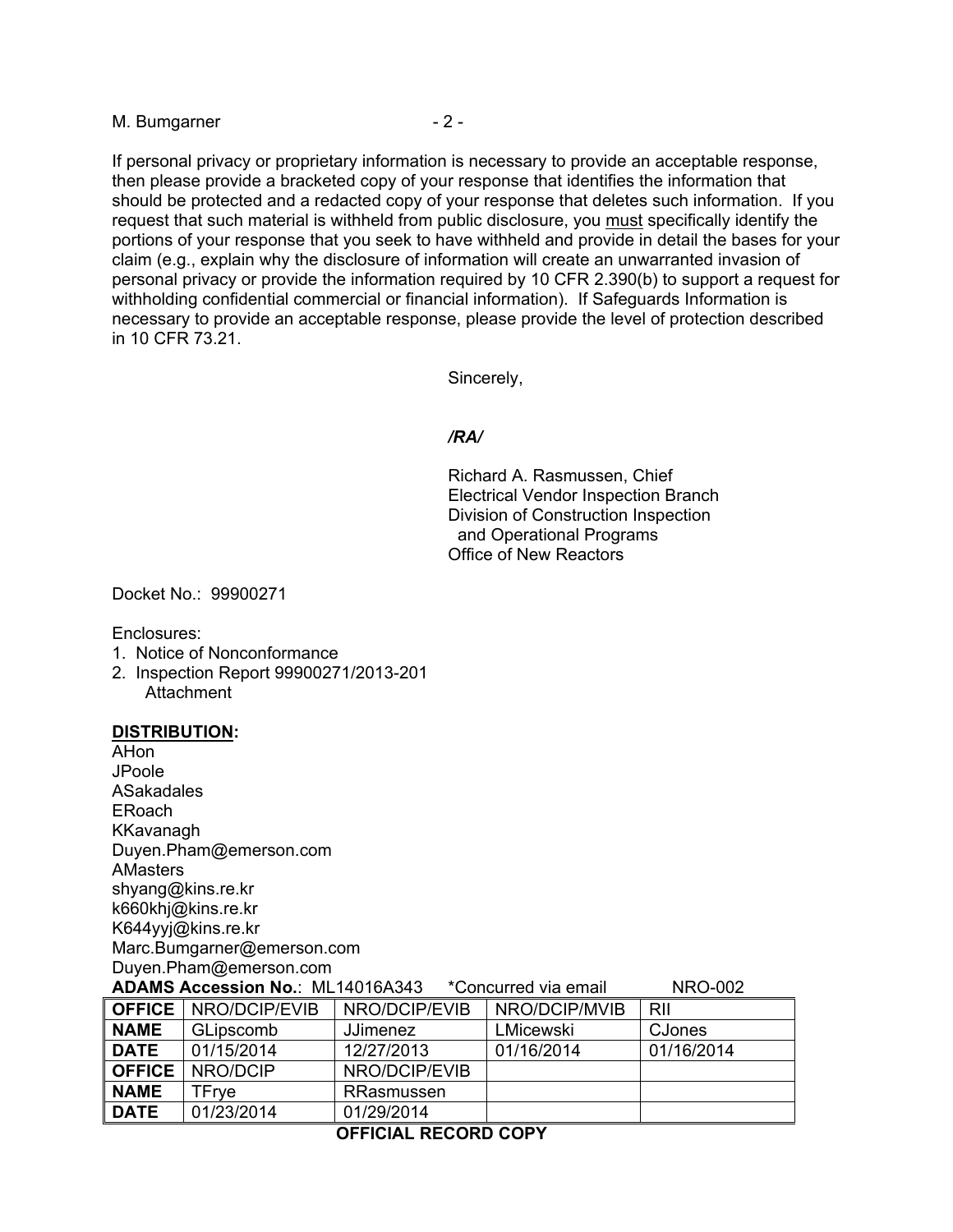If personal privacy or proprietary information is necessary to provide an acceptable response, then please provide a bracketed copy of your response that identifies the information that should be protected and a redacted copy of your response that deletes such information. If you request that such material is withheld from public disclosure, you must specifically identify the portions of your response that you seek to have withheld and provide in detail the bases for your claim (e.g., explain why the disclosure of information will create an unwarranted invasion of personal privacy or provide the information required by 10 CFR 2.390(b) to support a request for withholding confidential commercial or financial information). If Safeguards Information is necessary to provide an acceptable response, please provide the level of protection described in 10 CFR 73.21.

Sincerely,

*/RA/*

Richard A. Rasmussen, Chief
Electrical Vendor Inspection Branch
Division of Construction Inspection
and Operational Programs
Office of New Reactors

Docket No.: 99900271

Enclosures:
1. Notice of Nonconformance
2. Inspection Report 99900271/2013-201
   Attachment

**DISTRIBUTION:**
AHon
JPoole
ASakadales
ERoach
KKavanagh
Duyen.Pham@emerson.com
AMasters
shyang@kins.re.kr
k660khj@kins.re.kr
K644yyj@kins.re.kr
Marc.Bumgarner@emerson.com
Duyen.Pham@emerson.com

**ADAMS Accession No.**: ML14016A343 *Concurred via email NRO-002

| **OFFICE** | NRO/DCIP/EVIB | NRO/DCIP/EVIB | NRO/DCIP/MVIB | RII |
|---|---|---|---|---|
| **NAME** | GLipscomb | JJimenez | LMicewski | CJones |
| **DATE** | 01/15/2014 | 12/27/2013 | 01/16/2014 | 01/16/2014 |
| **OFFICE** | NRO/DCIP | NRO/DCIP/EVIB | | |
| **NAME** | TFrye | RRasmussen | | |
| **DATE** | 01/23/2014 | 01/29/2014 | | |

**OFFICIAL RECORD COPY**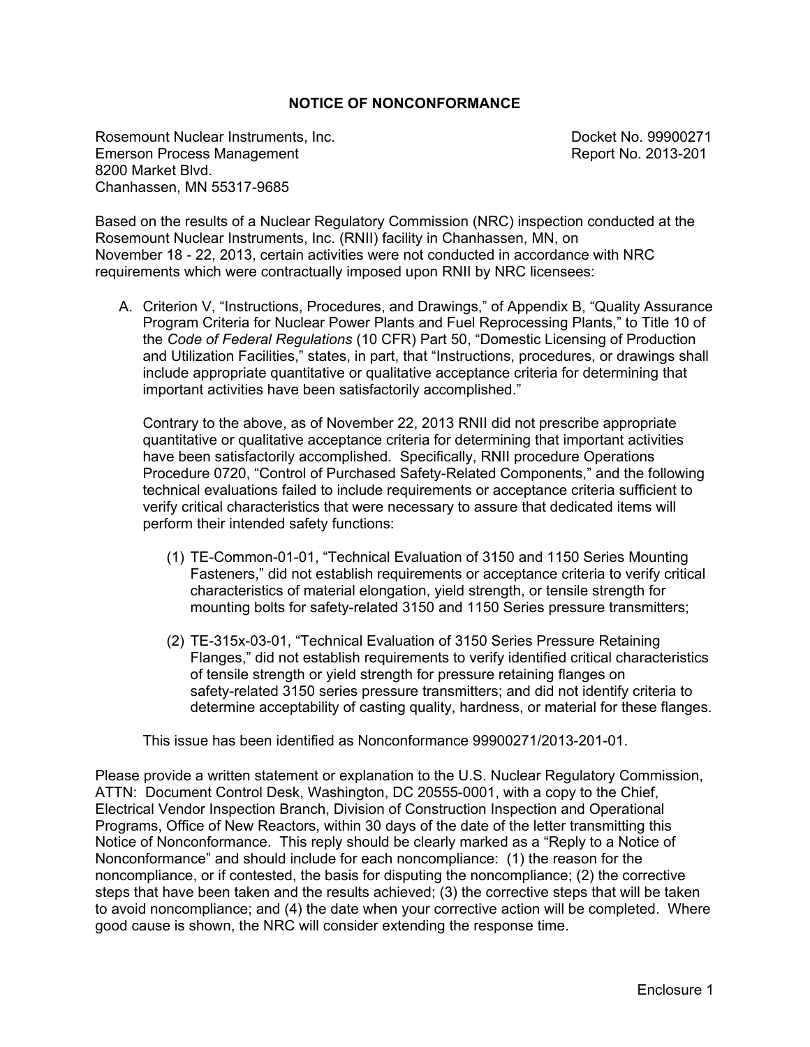# NOTICE OF NONCONFORMANCE

Rosemount Nuclear Instruments, Inc.
Emerson Process Management
8200 Market Blvd.
Chanhassen, MN 55317-9685

Docket No. 99900271
Report No. 2013-201

Based on the results of a Nuclear Regulatory Commission (NRC) inspection conducted at the Rosemount Nuclear Instruments, Inc. (RNII) facility in Chanhassen, MN, on November 18 - 22, 2013, certain activities were not conducted in accordance with NRC requirements which were contractually imposed upon RNII by NRC licensees:

A. Criterion V, “Instructions, Procedures, and Drawings,” of Appendix B, “Quality Assurance Program Criteria for Nuclear Power Plants and Fuel Reprocessing Plants,” to Title 10 of the *Code of Federal Regulations* (10 CFR) Part 50, “Domestic Licensing of Production and Utilization Facilities,” states, in part, that “Instructions, procedures, or drawings shall include appropriate quantitative or qualitative acceptance criteria for determining that important activities have been satisfactorily accomplished.”

   Contrary to the above, as of November 22, 2013 RNII did not prescribe appropriate quantitative or qualitative acceptance criteria for determining that important activities have been satisfactorily accomplished. Specifically, RNII procedure Operations Procedure 0720, “Control of Purchased Safety-Related Components,” and the following technical evaluations failed to include requirements or acceptance criteria sufficient to verify critical characteristics that were necessary to assure that dedicated items will perform their intended safety functions:

   (1) TE-Common-01-01, “Technical Evaluation of 3150 and 1150 Series Mounting Fasteners,” did not establish requirements or acceptance criteria to verify critical characteristics of material elongation, yield strength, or tensile strength for mounting bolts for safety-related 3150 and 1150 Series pressure transmitters;

   (2) TE-315x-03-01, “Technical Evaluation of 3150 Series Pressure Retaining Flanges,” did not establish requirements to verify identified critical characteristics of tensile strength or yield strength for pressure retaining flanges on safety-related 3150 series pressure transmitters; and did not identify criteria to determine acceptability of casting quality, hardness, or material for these flanges.

   This issue has been identified as Nonconformance 99900271/2013-201-01.

Please provide a written statement or explanation to the U.S. Nuclear Regulatory Commission, ATTN: Document Control Desk, Washington, DC 20555-0001, with a copy to the Chief, Electrical Vendor Inspection Branch, Division of Construction Inspection and Operational Programs, Office of New Reactors, within 30 days of the date of the letter transmitting this Notice of Nonconformance. This reply should be clearly marked as a “Reply to a Notice of Nonconformance” and should include for each noncompliance: (1) the reason for the noncompliance, or if contested, the basis for disputing the noncompliance; (2) the corrective steps that have been taken and the results achieved; (3) the corrective steps that will be taken to avoid noncompliance; and (4) the date when your corrective action will be completed. Where good cause is shown, the NRC will consider extending the response time.

Enclosure 1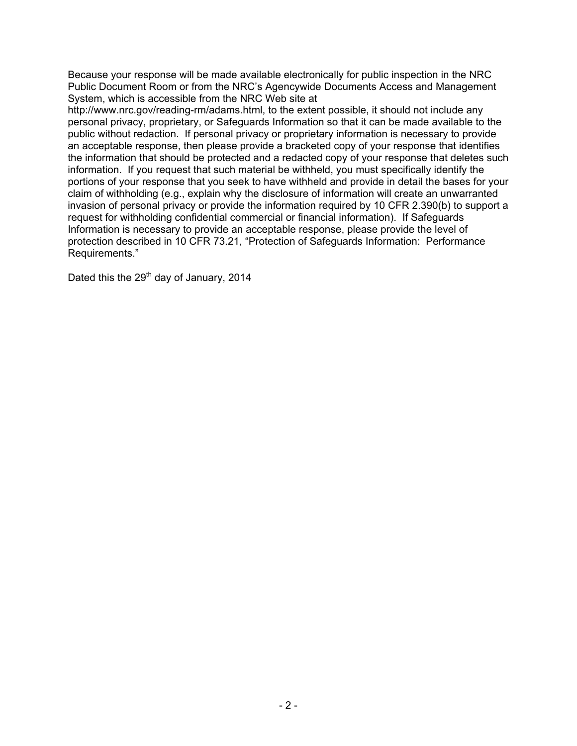Because your response will be made available electronically for public inspection in the NRC Public Document Room or from the NRC's Agencywide Documents Access and Management System, which is accessible from the NRC Web site at http://www.nrc.gov/reading-rm/adams.html, to the extent possible, it should not include any personal privacy, proprietary, or Safeguards Information so that it can be made available to the public without redaction. If personal privacy or proprietary information is necessary to provide an acceptable response, then please provide a bracketed copy of your response that identifies the information that should be protected and a redacted copy of your response that deletes such information. If you request that such material be withheld, you must specifically identify the portions of your response that you seek to have withheld and provide in detail the bases for your claim of withholding (e.g., explain why the disclosure of information will create an unwarranted invasion of personal privacy or provide the information required by 10 CFR 2.390(b) to support a request for withholding confidential commercial or financial information). If Safeguards Information is necessary to provide an acceptable response, please provide the level of protection described in 10 CFR 73.21, "Protection of Safeguards Information: Performance Requirements."

Dated this the 29th day of January, 2014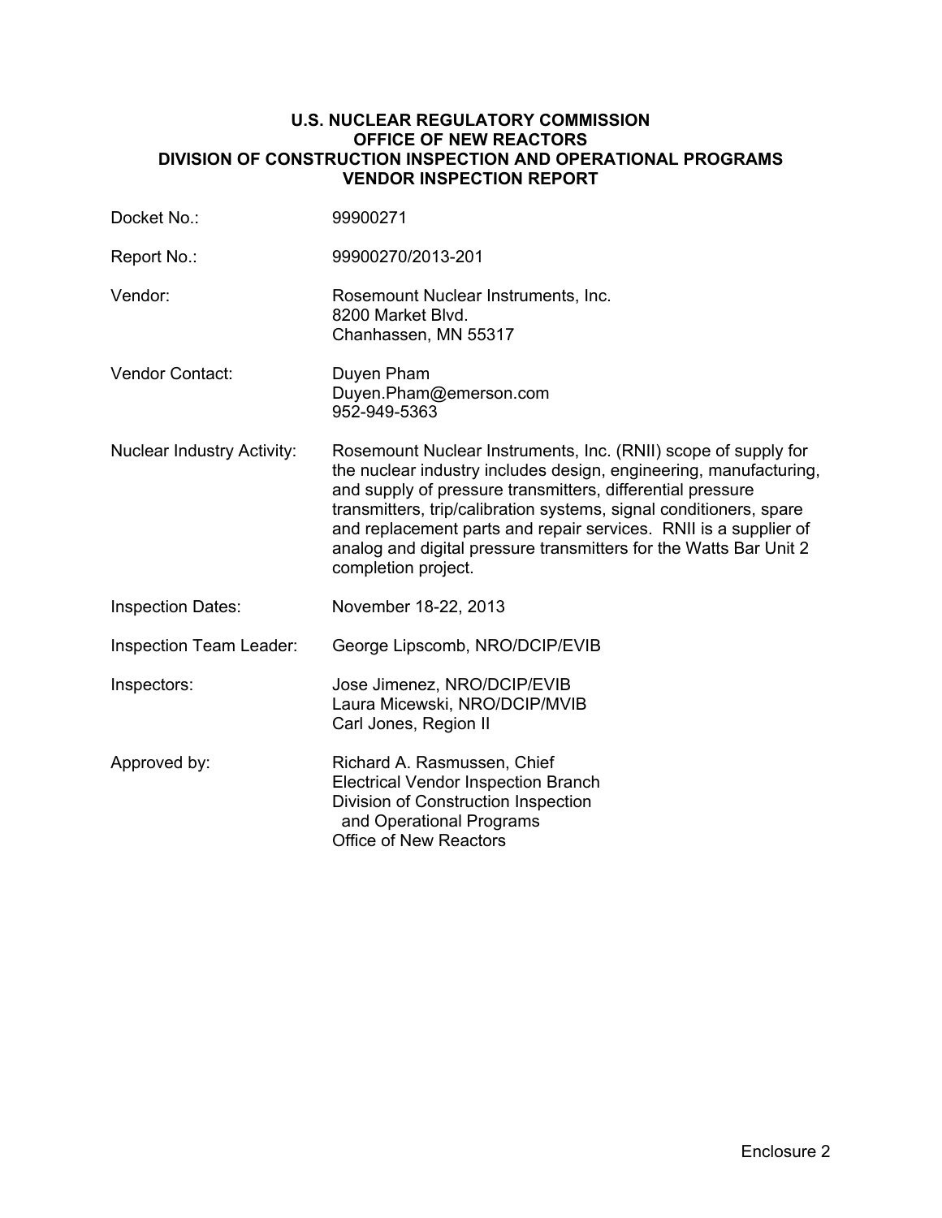**U.S. NUCLEAR REGULATORY COMMISSION**
**OFFICE OF NEW REACTORS**
**DIVISION OF CONSTRUCTION INSPECTION AND OPERATIONAL PROGRAMS**
**VENDOR INSPECTION REPORT**

| | |
|---|---|
| Docket No.: | 99900271 |
| Report No.: | 99900270/2013-201 |
| Vendor: | Rosemount Nuclear Instruments, Inc.<br>8200 Market Blvd.<br>Chanhassen, MN 55317 |
| Vendor Contact: | Duyen Pham<br>Duyen.Pham@emerson.com<br>952-949-5363 |
| Nuclear Industry Activity: | Rosemount Nuclear Instruments, Inc. (RNII) scope of supply for the nuclear industry includes design, engineering, manufacturing, and supply of pressure transmitters, differential pressure transmitters, trip/calibration systems, signal conditioners, spare and replacement parts and repair services. RNII is a supplier of analog and digital pressure transmitters for the Watts Bar Unit 2 completion project. |
| Inspection Dates: | November 18-22, 2013 |
| Inspection Team Leader: | George Lipscomb, NRO/DCIP/EVIB |
| Inspectors: | Jose Jimenez, NRO/DCIP/EVIB<br>Laura Micewski, NRO/DCIP/MVIB<br>Carl Jones, Region II |
| Approved by: | Richard A. Rasmussen, Chief<br>Electrical Vendor Inspection Branch<br>Division of Construction Inspection and Operational Programs<br>Office of New Reactors |

Enclosure 2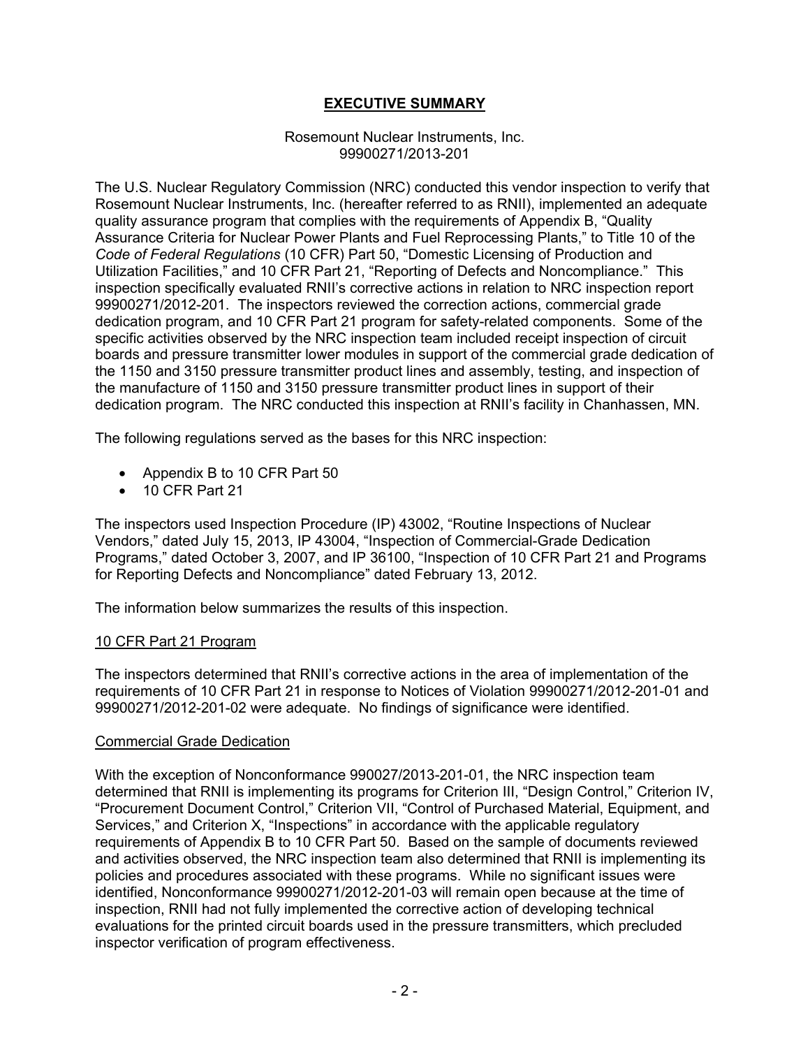# EXECUTIVE SUMMARY

Rosemount Nuclear Instruments, Inc.
99900271/2013-201

The U.S. Nuclear Regulatory Commission (NRC) conducted this vendor inspection to verify that Rosemount Nuclear Instruments, Inc. (hereafter referred to as RNII), implemented an adequate quality assurance program that complies with the requirements of Appendix B, "Quality Assurance Criteria for Nuclear Power Plants and Fuel Reprocessing Plants," to Title 10 of the *Code of Federal Regulations* (10 CFR) Part 50, "Domestic Licensing of Production and Utilization Facilities," and 10 CFR Part 21, "Reporting of Defects and Noncompliance." This inspection specifically evaluated RNII's corrective actions in relation to NRC inspection report 99900271/2012-201. The inspectors reviewed the correction actions, commercial grade dedication program, and 10 CFR Part 21 program for safety-related components. Some of the specific activities observed by the NRC inspection team included receipt inspection of circuit boards and pressure transmitter lower modules in support of the commercial grade dedication of the 1150 and 3150 pressure transmitter product lines and assembly, testing, and inspection of the manufacture of 1150 and 3150 pressure transmitter product lines in support of their dedication program. The NRC conducted this inspection at RNII's facility in Chanhassen, MN.

The following regulations served as the bases for this NRC inspection:

- Appendix B to 10 CFR Part 50
- 10 CFR Part 21

The inspectors used Inspection Procedure (IP) 43002, "Routine Inspections of Nuclear Vendors," dated July 15, 2013, IP 43004, "Inspection of Commercial-Grade Dedication Programs," dated October 3, 2007, and IP 36100, "Inspection of 10 CFR Part 21 and Programs for Reporting Defects and Noncompliance" dated February 13, 2012.

The information below summarizes the results of this inspection.

## 10 CFR Part 21 Program

The inspectors determined that RNII's corrective actions in the area of implementation of the requirements of 10 CFR Part 21 in response to Notices of Violation 99900271/2012-201-01 and 99900271/2012-201-02 were adequate. No findings of significance were identified.

## Commercial Grade Dedication

With the exception of Nonconformance 990027/2013-201-01, the NRC inspection team determined that RNII is implementing its programs for Criterion III, "Design Control," Criterion IV, "Procurement Document Control," Criterion VII, "Control of Purchased Material, Equipment, and Services," and Criterion X, "Inspections" in accordance with the applicable regulatory requirements of Appendix B to 10 CFR Part 50. Based on the sample of documents reviewed and activities observed, the NRC inspection team also determined that RNII is implementing its policies and procedures associated with these programs. While no significant issues were identified, Nonconformance 99900271/2012-201-03 will remain open because at the time of inspection, RNII had not fully implemented the corrective action of developing technical evaluations for the printed circuit boards used in the pressure transmitters, which precluded inspector verification of program effectiveness.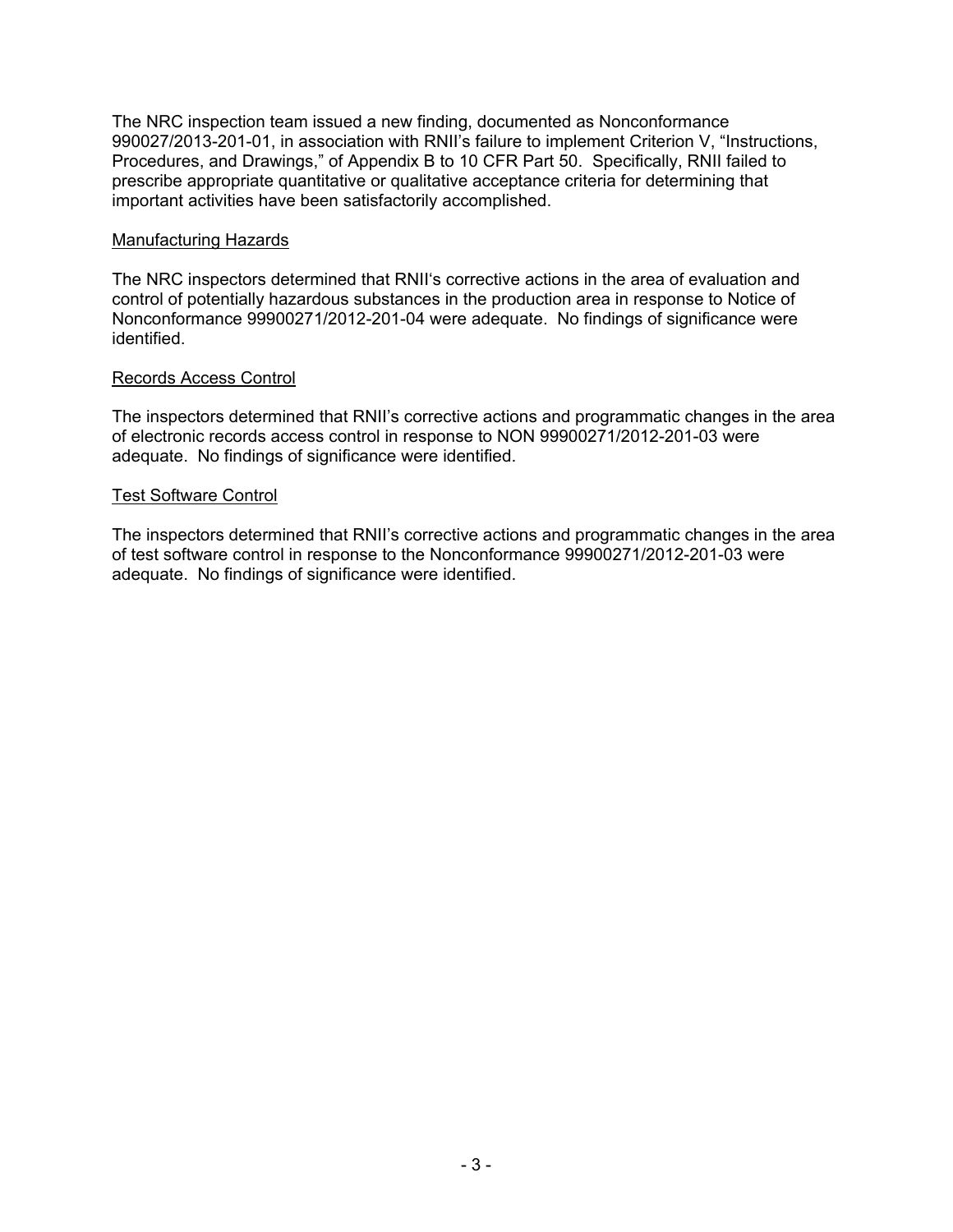The NRC inspection team issued a new finding, documented as Nonconformance 990027/2013-201-01, in association with RNII's failure to implement Criterion V, "Instructions, Procedures, and Drawings," of Appendix B to 10 CFR Part 50. Specifically, RNII failed to prescribe appropriate quantitative or qualitative acceptance criteria for determining that important activities have been satisfactorily accomplished.

<u>Manufacturing Hazards</u>

The NRC inspectors determined that RNII's corrective actions in the area of evaluation and control of potentially hazardous substances in the production area in response to Notice of Nonconformance 99900271/2012-201-04 were adequate. No findings of significance were identified.

<u>Records Access Control</u>

The inspectors determined that RNII's corrective actions and programmatic changes in the area of electronic records access control in response to NON 99900271/2012-201-03 were adequate. No findings of significance were identified.

<u>Test Software Control</u>

The inspectors determined that RNII's corrective actions and programmatic changes in the area of test software control in response to the Nonconformance 99900271/2012-201-03 were adequate. No findings of significance were identified.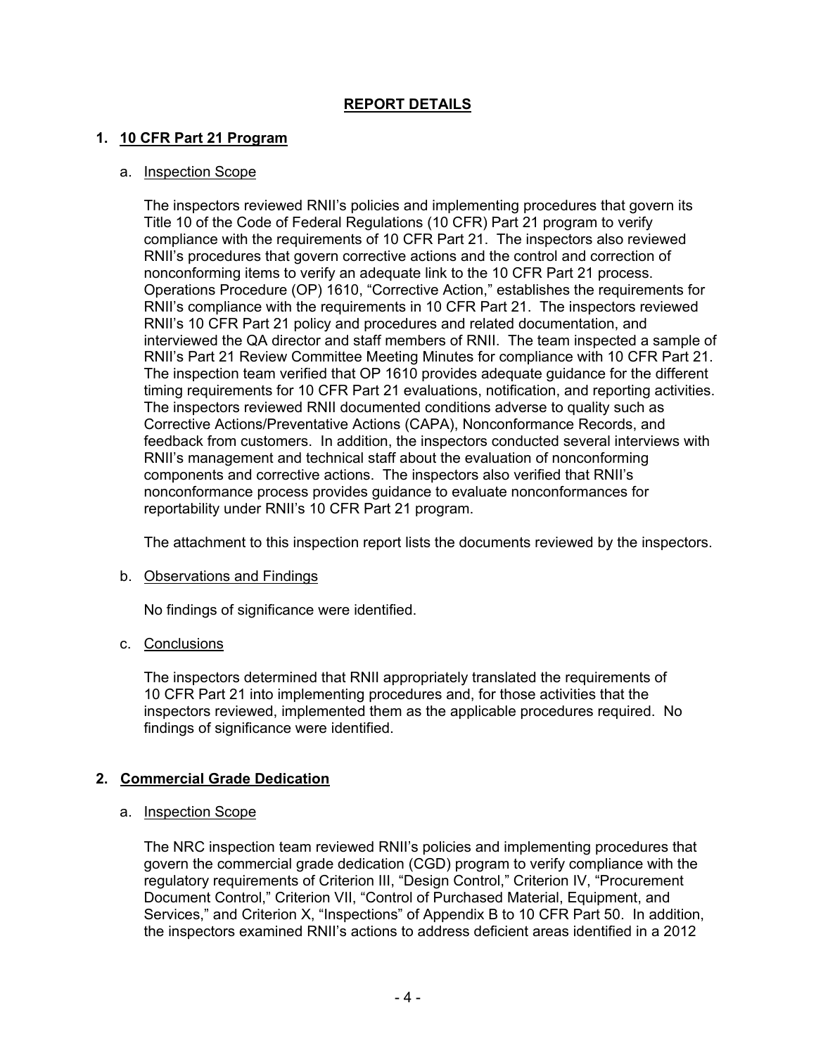# REPORT DETAILS

## 1. 10 CFR Part 21 Program

### a. Inspection Scope

The inspectors reviewed RNII's policies and implementing procedures that govern its Title 10 of the Code of Federal Regulations (10 CFR) Part 21 program to verify compliance with the requirements of 10 CFR Part 21. The inspectors also reviewed RNII's procedures that govern corrective actions and the control and correction of nonconforming items to verify an adequate link to the 10 CFR Part 21 process. Operations Procedure (OP) 1610, "Corrective Action," establishes the requirements for RNII's compliance with the requirements in 10 CFR Part 21. The inspectors reviewed RNII's 10 CFR Part 21 policy and procedures and related documentation, and interviewed the QA director and staff members of RNII. The team inspected a sample of RNII's Part 21 Review Committee Meeting Minutes for compliance with 10 CFR Part 21. The inspection team verified that OP 1610 provides adequate guidance for the different timing requirements for 10 CFR Part 21 evaluations, notification, and reporting activities. The inspectors reviewed RNII documented conditions adverse to quality such as Corrective Actions/Preventative Actions (CAPA), Nonconformance Records, and feedback from customers. In addition, the inspectors conducted several interviews with RNII's management and technical staff about the evaluation of nonconforming components and corrective actions. The inspectors also verified that RNII's nonconformance process provides guidance to evaluate nonconformances for reportability under RNII's 10 CFR Part 21 program.

The attachment to this inspection report lists the documents reviewed by the inspectors.

### b. Observations and Findings

No findings of significance were identified.

### c. Conclusions

The inspectors determined that RNII appropriately translated the requirements of 10 CFR Part 21 into implementing procedures and, for those activities that the inspectors reviewed, implemented them as the applicable procedures required. No findings of significance were identified.

## 2. Commercial Grade Dedication

### a. Inspection Scope

The NRC inspection team reviewed RNII's policies and implementing procedures that govern the commercial grade dedication (CGD) program to verify compliance with the regulatory requirements of Criterion III, "Design Control," Criterion IV, "Procurement Document Control," Criterion VII, "Control of Purchased Material, Equipment, and Services," and Criterion X, "Inspections" of Appendix B to 10 CFR Part 50. In addition, the inspectors examined RNII's actions to address deficient areas identified in a 2012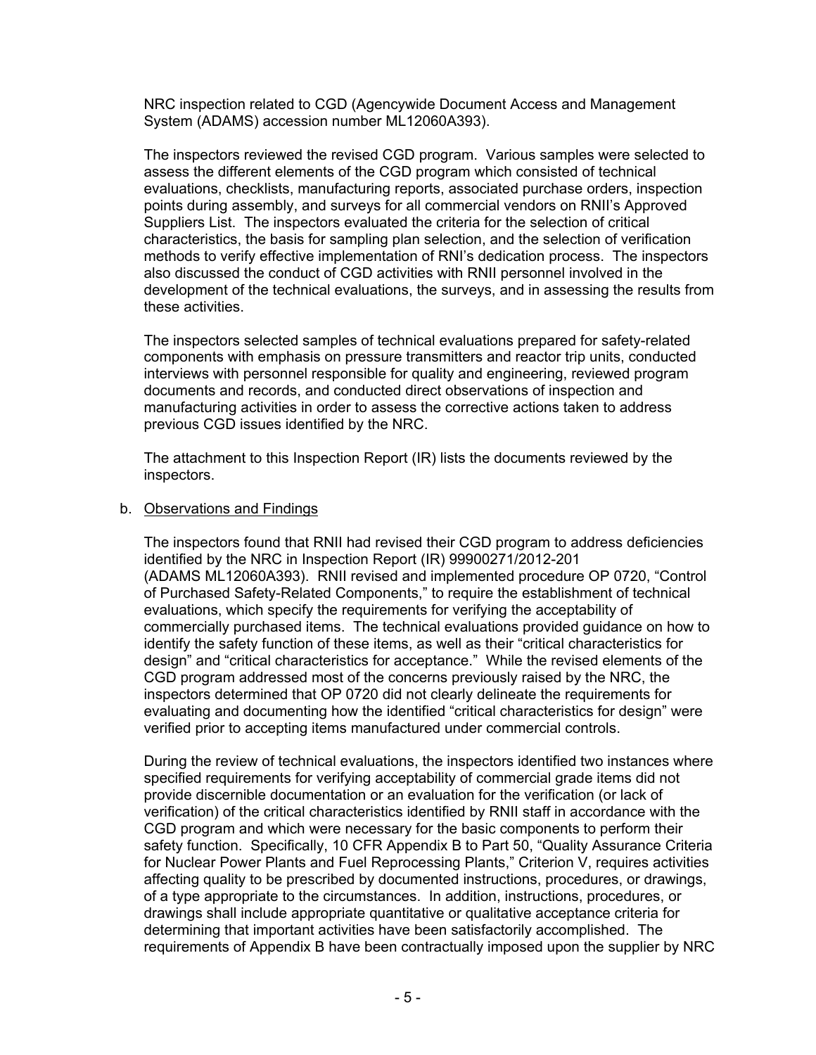NRC inspection related to CGD (Agencywide Document Access and Management System (ADAMS) accession number ML12060A393).

The inspectors reviewed the revised CGD program. Various samples were selected to assess the different elements of the CGD program which consisted of technical evaluations, checklists, manufacturing reports, associated purchase orders, inspection points during assembly, and surveys for all commercial vendors on RNII's Approved Suppliers List. The inspectors evaluated the criteria for the selection of critical characteristics, the basis for sampling plan selection, and the selection of verification methods to verify effective implementation of RNI's dedication process. The inspectors also discussed the conduct of CGD activities with RNII personnel involved in the development of the technical evaluations, the surveys, and in assessing the results from these activities.

The inspectors selected samples of technical evaluations prepared for safety-related components with emphasis on pressure transmitters and reactor trip units, conducted interviews with personnel responsible for quality and engineering, reviewed program documents and records, and conducted direct observations of inspection and manufacturing activities in order to assess the corrective actions taken to address previous CGD issues identified by the NRC.

The attachment to this Inspection Report (IR) lists the documents reviewed by the inspectors.

b. Observations and Findings

The inspectors found that RNII had revised their CGD program to address deficiencies identified by the NRC in Inspection Report (IR) 99900271/2012-201 (ADAMS ML12060A393). RNII revised and implemented procedure OP 0720, "Control of Purchased Safety-Related Components," to require the establishment of technical evaluations, which specify the requirements for verifying the acceptability of commercially purchased items. The technical evaluations provided guidance on how to identify the safety function of these items, as well as their "critical characteristics for design" and "critical characteristics for acceptance." While the revised elements of the CGD program addressed most of the concerns previously raised by the NRC, the inspectors determined that OP 0720 did not clearly delineate the requirements for evaluating and documenting how the identified "critical characteristics for design" were verified prior to accepting items manufactured under commercial controls.

During the review of technical evaluations, the inspectors identified two instances where specified requirements for verifying acceptability of commercial grade items did not provide discernible documentation or an evaluation for the verification (or lack of verification) of the critical characteristics identified by RNII staff in accordance with the CGD program and which were necessary for the basic components to perform their safety function. Specifically, 10 CFR Appendix B to Part 50, "Quality Assurance Criteria for Nuclear Power Plants and Fuel Reprocessing Plants," Criterion V, requires activities affecting quality to be prescribed by documented instructions, procedures, or drawings, of a type appropriate to the circumstances. In addition, instructions, procedures, or drawings shall include appropriate quantitative or qualitative acceptance criteria for determining that important activities have been satisfactorily accomplished. The requirements of Appendix B have been contractually imposed upon the supplier by NRC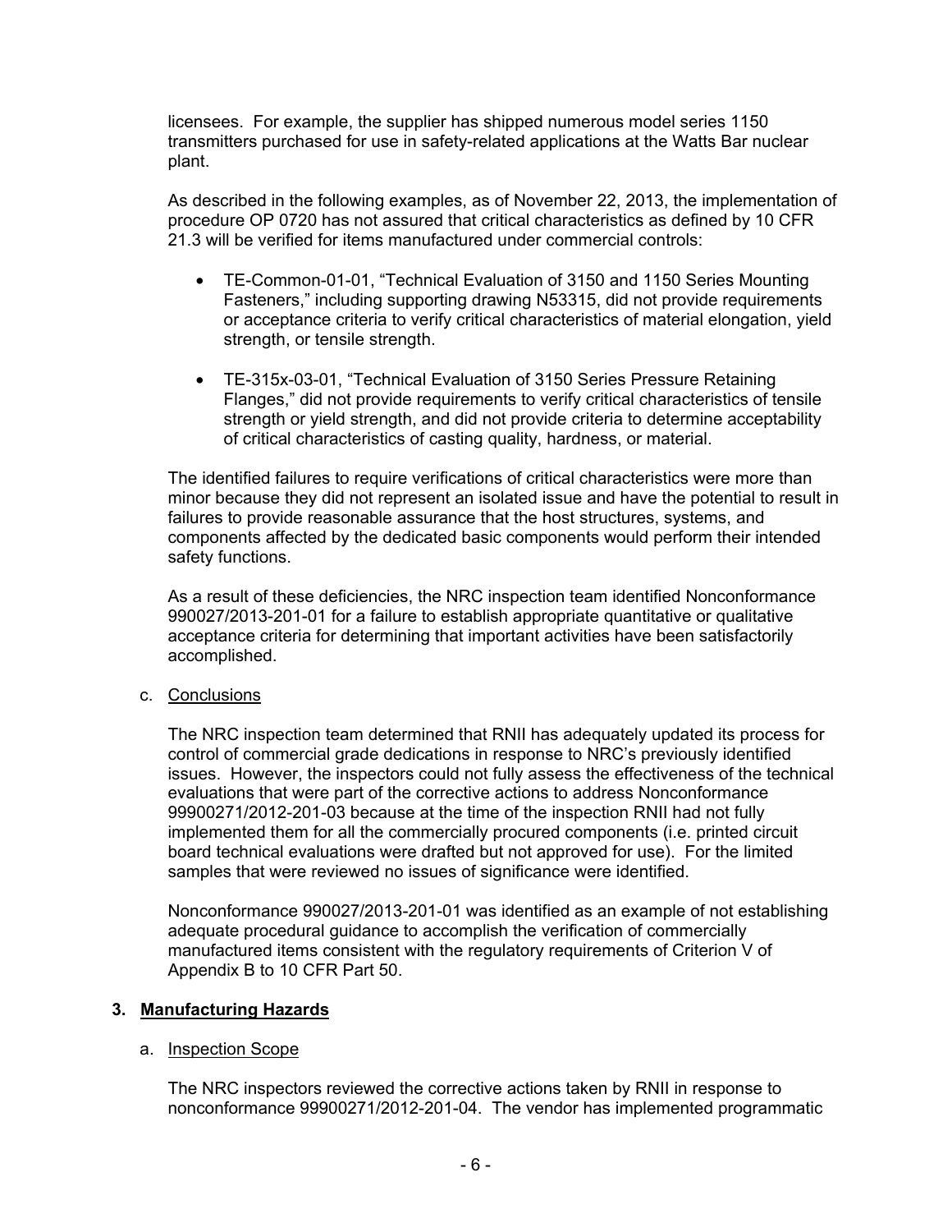licensees. For example, the supplier has shipped numerous model series 1150 transmitters purchased for use in safety-related applications at the Watts Bar nuclear plant.

As described in the following examples, as of November 22, 2013, the implementation of procedure OP 0720 has not assured that critical characteristics as defined by 10 CFR 21.3 will be verified for items manufactured under commercial controls:

- TE-Common-01-01, "Technical Evaluation of 3150 and 1150 Series Mounting Fasteners," including supporting drawing N53315, did not provide requirements or acceptance criteria to verify critical characteristics of material elongation, yield strength, or tensile strength.
- TE-315x-03-01, "Technical Evaluation of 3150 Series Pressure Retaining Flanges," did not provide requirements to verify critical characteristics of tensile strength or yield strength, and did not provide criteria to determine acceptability of critical characteristics of casting quality, hardness, or material.

The identified failures to require verifications of critical characteristics were more than minor because they did not represent an isolated issue and have the potential to result in failures to provide reasonable assurance that the host structures, systems, and components affected by the dedicated basic components would perform their intended safety functions.

As a result of these deficiencies, the NRC inspection team identified Nonconformance 990027/2013-201-01 for a failure to establish appropriate quantitative or qualitative acceptance criteria for determining that important activities have been satisfactorily accomplished.

c. <u>Conclusions</u>

The NRC inspection team determined that RNII has adequately updated its process for control of commercial grade dedications in response to NRC's previously identified issues. However, the inspectors could not fully assess the effectiveness of the technical evaluations that were part of the corrective actions to address Nonconformance 99900271/2012-201-03 because at the time of the inspection RNII had not fully implemented them for all the commercially procured components (i.e. printed circuit board technical evaluations were drafted but not approved for use). For the limited samples that were reviewed no issues of significance were identified.

Nonconformance 990027/2013-201-01 was identified as an example of not establishing adequate procedural guidance to accomplish the verification of commercially manufactured items consistent with the regulatory requirements of Criterion V of Appendix B to 10 CFR Part 50.

## 3. Manufacturing Hazards

a. <u>Inspection Scope</u>

The NRC inspectors reviewed the corrective actions taken by RNII in response to nonconformance 99900271/2012-201-04. The vendor has implemented programmatic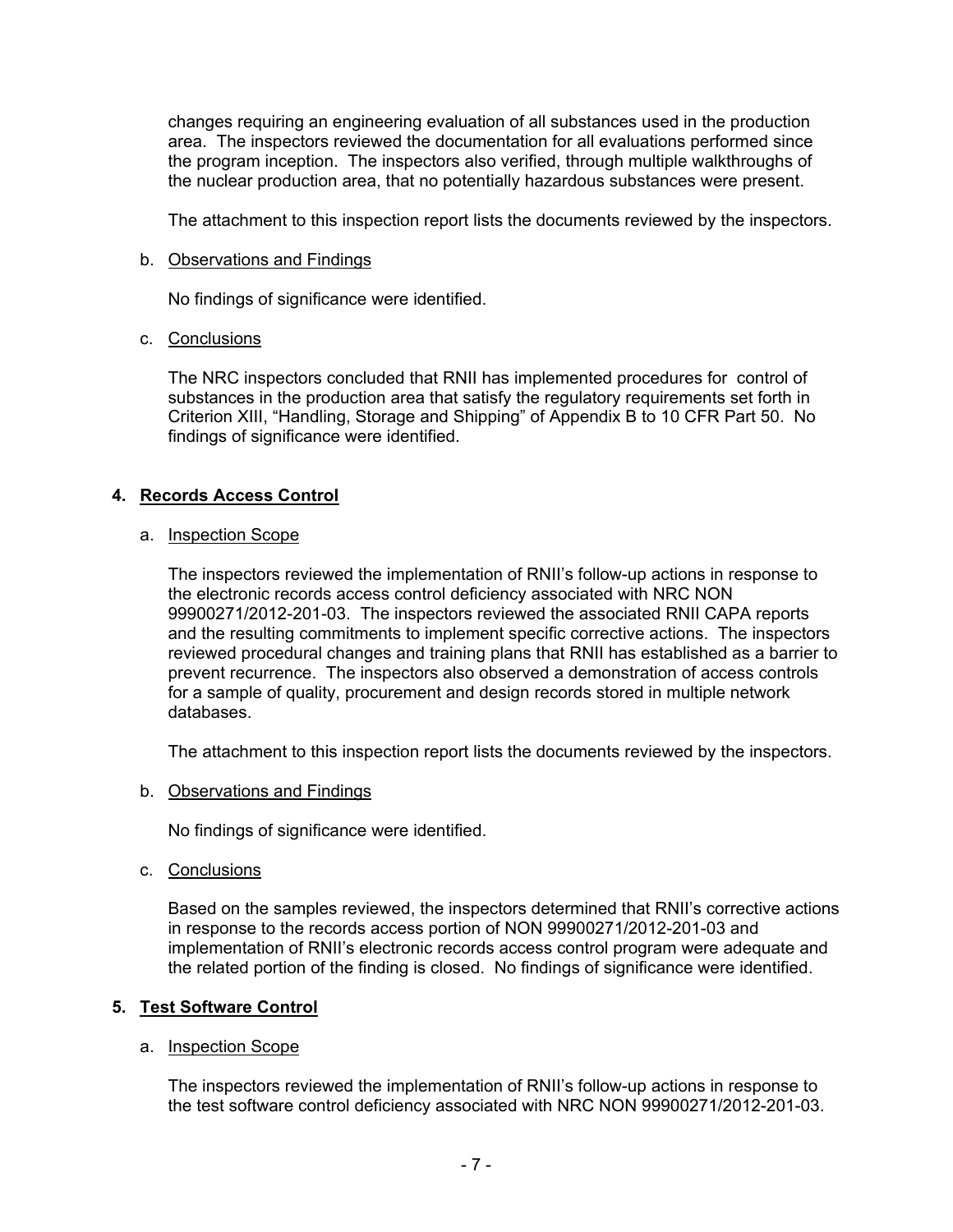changes requiring an engineering evaluation of all substances used in the production area. The inspectors reviewed the documentation for all evaluations performed since the program inception. The inspectors also verified, through multiple walkthroughs of the nuclear production area, that no potentially hazardous substances were present.

The attachment to this inspection report lists the documents reviewed by the inspectors.

b. Observations and Findings

No findings of significance were identified.

c. Conclusions

The NRC inspectors concluded that RNII has implemented procedures for control of substances in the production area that satisfy the regulatory requirements set forth in Criterion XIII, "Handling, Storage and Shipping" of Appendix B to 10 CFR Part 50. No findings of significance were identified.

## 4. Records Access Control

a. Inspection Scope

The inspectors reviewed the implementation of RNII's follow-up actions in response to the electronic records access control deficiency associated with NRC NON 99900271/2012-201-03. The inspectors reviewed the associated RNII CAPA reports and the resulting commitments to implement specific corrective actions. The inspectors reviewed procedural changes and training plans that RNII has established as a barrier to prevent recurrence. The inspectors also observed a demonstration of access controls for a sample of quality, procurement and design records stored in multiple network databases.

The attachment to this inspection report lists the documents reviewed by the inspectors.

b. Observations and Findings

No findings of significance were identified.

c. Conclusions

Based on the samples reviewed, the inspectors determined that RNII's corrective actions in response to the records access portion of NON 99900271/2012-201-03 and implementation of RNII's electronic records access control program were adequate and the related portion of the finding is closed. No findings of significance were identified.

## 5. Test Software Control

a. Inspection Scope

The inspectors reviewed the implementation of RNII's follow-up actions in response to the test software control deficiency associated with NRC NON 99900271/2012-201-03.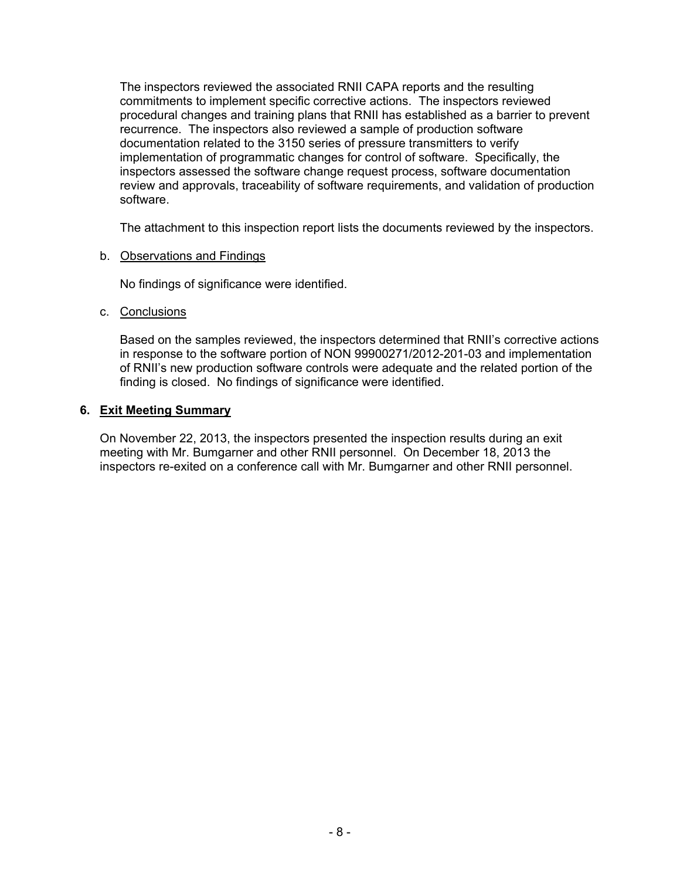The inspectors reviewed the associated RNII CAPA reports and the resulting commitments to implement specific corrective actions. The inspectors reviewed procedural changes and training plans that RNII has established as a barrier to prevent recurrence. The inspectors also reviewed a sample of production software documentation related to the 3150 series of pressure transmitters to verify implementation of programmatic changes for control of software. Specifically, the inspectors assessed the software change request process, software documentation review and approvals, traceability of software requirements, and validation of production software.

The attachment to this inspection report lists the documents reviewed by the inspectors.

b. Observations and Findings

No findings of significance were identified.

c. Conclusions

Based on the samples reviewed, the inspectors determined that RNII's corrective actions in response to the software portion of NON 99900271/2012-201-03 and implementation of RNII's new production software controls were adequate and the related portion of the finding is closed. No findings of significance were identified.

## 6. Exit Meeting Summary

On November 22, 2013, the inspectors presented the inspection results during an exit meeting with Mr. Bumgarner and other RNII personnel. On December 18, 2013 the inspectors re-exited on a conference call with Mr. Bumgarner and other RNII personnel.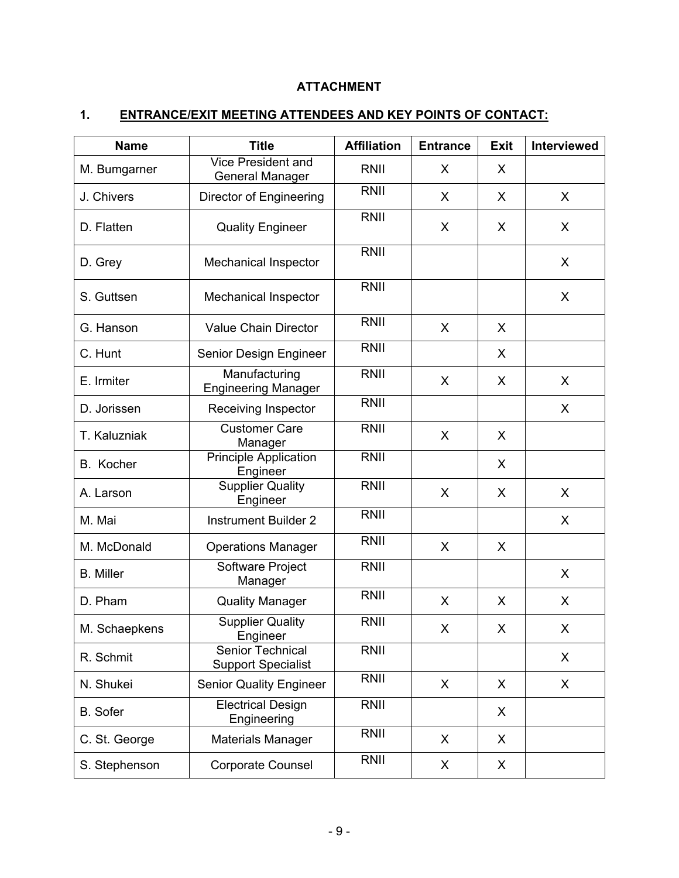# ATTACHMENT

## 1. ENTRANCE/EXIT MEETING ATTENDEES AND KEY POINTS OF CONTACT:

| Name | Title | Affiliation | Entrance | Exit | Interviewed |
|---|---|---|---|---|---|
| M. Bumgarner | Vice President and General Manager | RNII | X | X | |
| J. Chivers | Director of Engineering | RNII | X | X | X |
| D. Flatten | Quality Engineer | RNII | X | X | X |
| D. Grey | Mechanical Inspector | RNII | | | X |
| S. Guttsen | Mechanical Inspector | RNII | | | X |
| G. Hanson | Value Chain Director | RNII | X | X | |
| C. Hunt | Senior Design Engineer | RNII | | X | |
| E. Irmiter | Manufacturing Engineering Manager | RNII | X | X | X |
| D. Jorissen | Receiving Inspector | RNII | | | X |
| T. Kaluzniak | Customer Care Manager | RNII | X | X | |
| B. Kocher | Principle Application Engineer | RNII | | X | |
| A. Larson | Supplier Quality Engineer | RNII | X | X | X |
| M. Mai | Instrument Builder 2 | RNII | | | X |
| M. McDonald | Operations Manager | RNII | X | X | |
| B. Miller | Software Project Manager | RNII | | | X |
| D. Pham | Quality Manager | RNII | X | X | X |
| M. Schaepkens | Supplier Quality Engineer | RNII | X | X | X |
| R. Schmit | Senior Technical Support Specialist | RNII | | | X |
| N. Shukei | Senior Quality Engineer | RNII | X | X | X |
| B. Sofer | Electrical Design Engineering | RNII | | X | |
| C. St. George | Materials Manager | RNII | X | X | |
| S. Stephenson | Corporate Counsel | RNII | X | X | |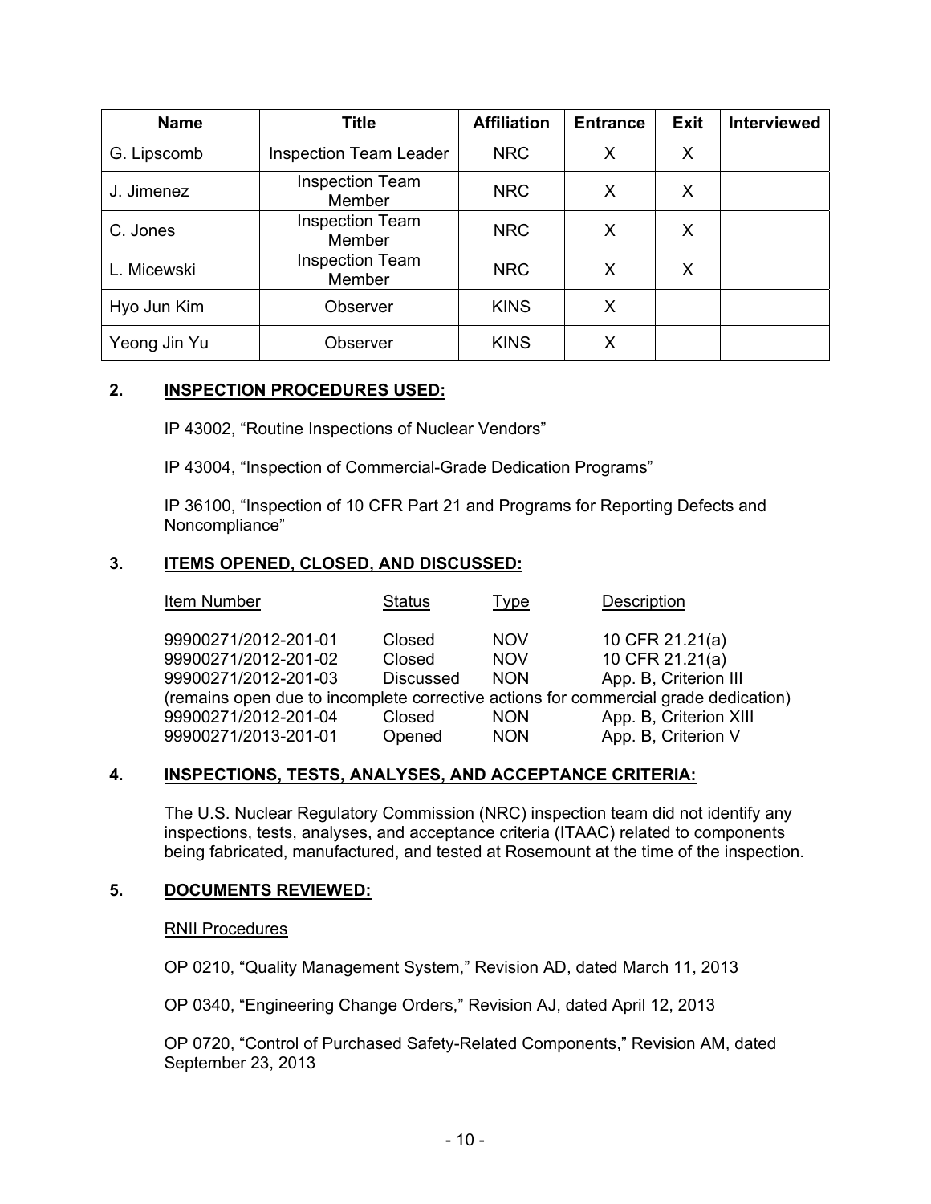| Name | Title | Affiliation | Entrance | Exit | Interviewed |
|---|---|---|---|---|---|
| G. Lipscomb | Inspection Team Leader | NRC | X | X | |
| J. Jimenez | Inspection Team Member | NRC | X | X | |
| C. Jones | Inspection Team Member | NRC | X | X | |
| L. Micewski | Inspection Team Member | NRC | X | X | |
| Hyo Jun Kim | Observer | KINS | X | | |
| Yeong Jin Yu | Observer | KINS | X | | |

## 2. INSPECTION PROCEDURES USED:

IP 43002, "Routine Inspections of Nuclear Vendors"

IP 43004, "Inspection of Commercial-Grade Dedication Programs"

IP 36100, "Inspection of 10 CFR Part 21 and Programs for Reporting Defects and Noncompliance"

## 3. ITEMS OPENED, CLOSED, AND DISCUSSED:

| Item Number | Status | Type | Description |
|---|---|---|---|
| 99900271/2012-201-01 | Closed | NOV | 10 CFR 21.21(a) |
| 99900271/2012-201-02 | Closed | NOV | 10 CFR 21.21(a) |
| 99900271/2012-201-03 | Discussed | NON | App. B, Criterion III |
| (remains open due to incomplete corrective actions for commercial grade dedication) | | | |
| 99900271/2012-201-04 | Closed | NON | App. B, Criterion XIII |
| 99900271/2013-201-01 | Opened | NON | App. B, Criterion V |

## 4. INSPECTIONS, TESTS, ANALYSES, AND ACCEPTANCE CRITERIA:

The U.S. Nuclear Regulatory Commission (NRC) inspection team did not identify any inspections, tests, analyses, and acceptance criteria (ITAAC) related to components being fabricated, manufactured, and tested at Rosemount at the time of the inspection.

## 5. DOCUMENTS REVIEWED:

RNII Procedures

OP 0210, "Quality Management System," Revision AD, dated March 11, 2013

OP 0340, "Engineering Change Orders," Revision AJ, dated April 12, 2013

OP 0720, "Control of Purchased Safety-Related Components," Revision AM, dated September 23, 2013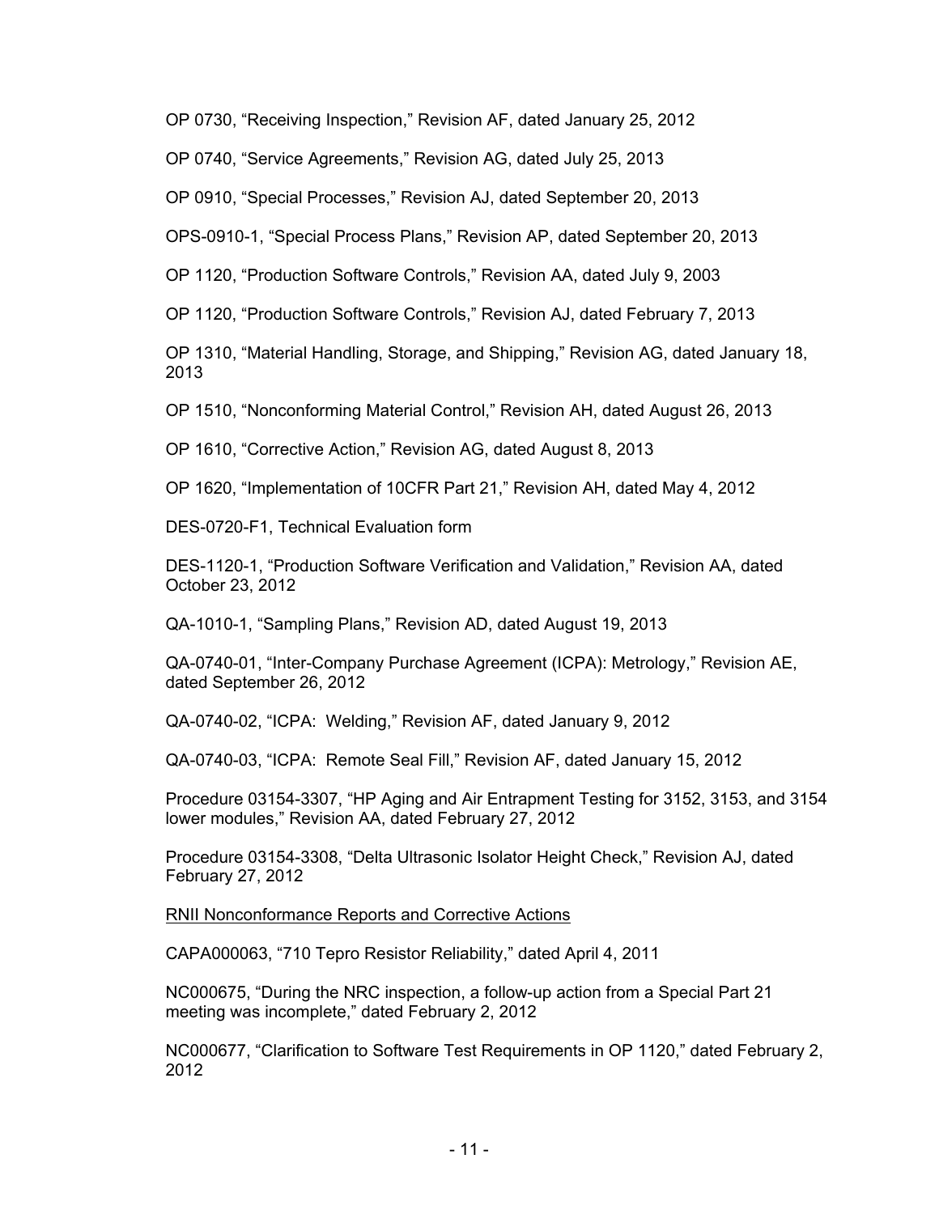OP 0730, “Receiving Inspection,” Revision AF, dated January 25, 2012

OP 0740, “Service Agreements,” Revision AG, dated July 25, 2013

OP 0910, “Special Processes,” Revision AJ, dated September 20, 2013

OPS-0910-1, “Special Process Plans,” Revision AP, dated September 20, 2013

OP 1120, “Production Software Controls,” Revision AA, dated July 9, 2003

OP 1120, “Production Software Controls,” Revision AJ, dated February 7, 2013

OP 1310, “Material Handling, Storage, and Shipping,” Revision AG, dated January 18, 2013

OP 1510, “Nonconforming Material Control,” Revision AH, dated August 26, 2013

OP 1610, “Corrective Action,” Revision AG, dated August 8, 2013

OP 1620, “Implementation of 10CFR Part 21,” Revision AH, dated May 4, 2012

DES-0720-F1, Technical Evaluation form

DES-1120-1, “Production Software Verification and Validation,” Revision AA, dated October 23, 2012

QA-1010-1, “Sampling Plans,” Revision AD, dated August 19, 2013

QA-0740-01, “Inter-Company Purchase Agreement (ICPA): Metrology,” Revision AE, dated September 26, 2012

QA-0740-02, “ICPA: Welding,” Revision AF, dated January 9, 2012

QA-0740-03, “ICPA: Remote Seal Fill,” Revision AF, dated January 15, 2012

Procedure 03154-3307, “HP Aging and Air Entrapment Testing for 3152, 3153, and 3154 lower modules,” Revision AA, dated February 27, 2012

Procedure 03154-3308, “Delta Ultrasonic Isolator Height Check,” Revision AJ, dated February 27, 2012

RNII Nonconformance Reports and Corrective Actions

CAPA000063, “710 Tepro Resistor Reliability,” dated April 4, 2011

NC000675, “During the NRC inspection, a follow-up action from a Special Part 21 meeting was incomplete,” dated February 2, 2012

NC000677, “Clarification to Software Test Requirements in OP 1120,” dated February 2, 2012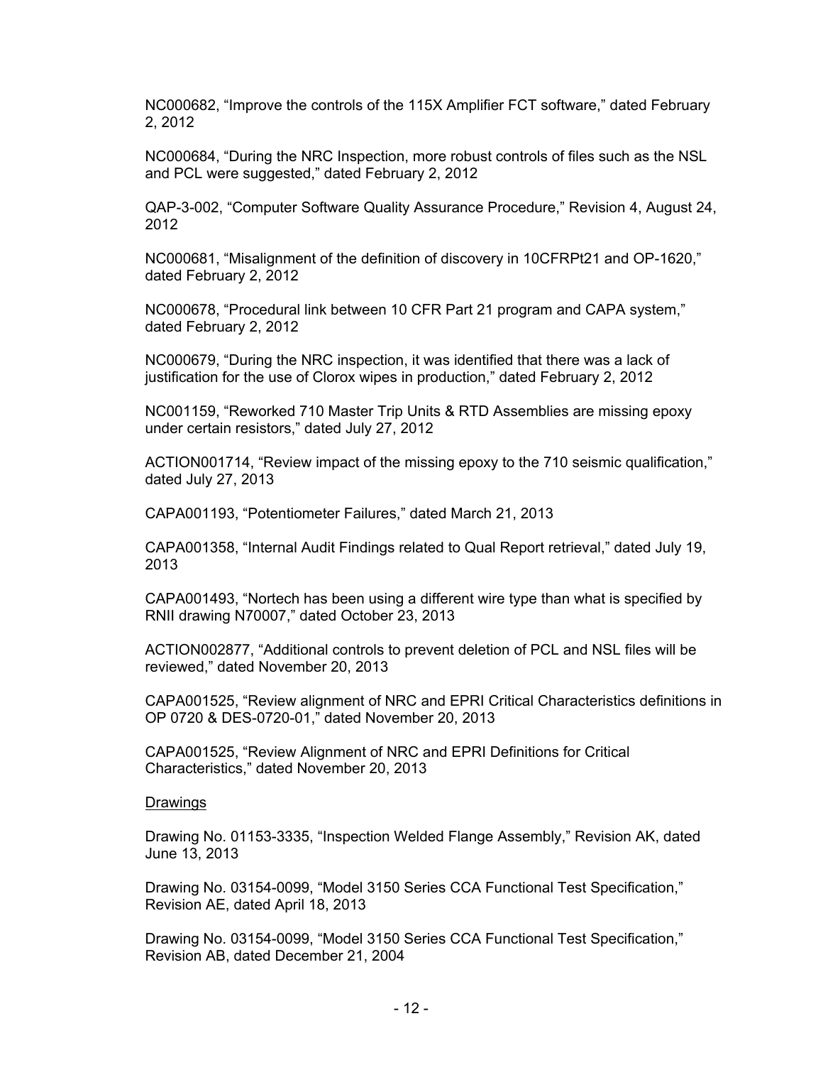NC000682, “Improve the controls of the 115X Amplifier FCT software,” dated February 2, 2012

NC000684, “During the NRC Inspection, more robust controls of files such as the NSL and PCL were suggested,” dated February 2, 2012

QAP-3-002, “Computer Software Quality Assurance Procedure,” Revision 4, August 24, 2012

NC000681, “Misalignment of the definition of discovery in 10CFRPt21 and OP-1620,” dated February 2, 2012

NC000678, “Procedural link between 10 CFR Part 21 program and CAPA system,” dated February 2, 2012

NC000679, “During the NRC inspection, it was identified that there was a lack of justification for the use of Clorox wipes in production,” dated February 2, 2012

NC001159, “Reworked 710 Master Trip Units & RTD Assemblies are missing epoxy under certain resistors,” dated July 27, 2012

ACTION001714, “Review impact of the missing epoxy to the 710 seismic qualification,” dated July 27, 2013

CAPA001193, “Potentiometer Failures,” dated March 21, 2013

CAPA001358, “Internal Audit Findings related to Qual Report retrieval,” dated July 19, 2013

CAPA001493, “Nortech has been using a different wire type than what is specified by RNII drawing N70007,” dated October 23, 2013

ACTION002877, “Additional controls to prevent deletion of PCL and NSL files will be reviewed,” dated November 20, 2013

CAPA001525, “Review alignment of NRC and EPRI Critical Characteristics definitions in OP 0720 & DES-0720-01,” dated November 20, 2013

CAPA001525, “Review Alignment of NRC and EPRI Definitions for Critical Characteristics,” dated November 20, 2013

Drawings

Drawing No. 01153-3335, “Inspection Welded Flange Assembly,” Revision AK, dated June 13, 2013

Drawing No. 03154-0099, “Model 3150 Series CCA Functional Test Specification,” Revision AE, dated April 18, 2013

Drawing No. 03154-0099, “Model 3150 Series CCA Functional Test Specification,” Revision AB, dated December 21, 2004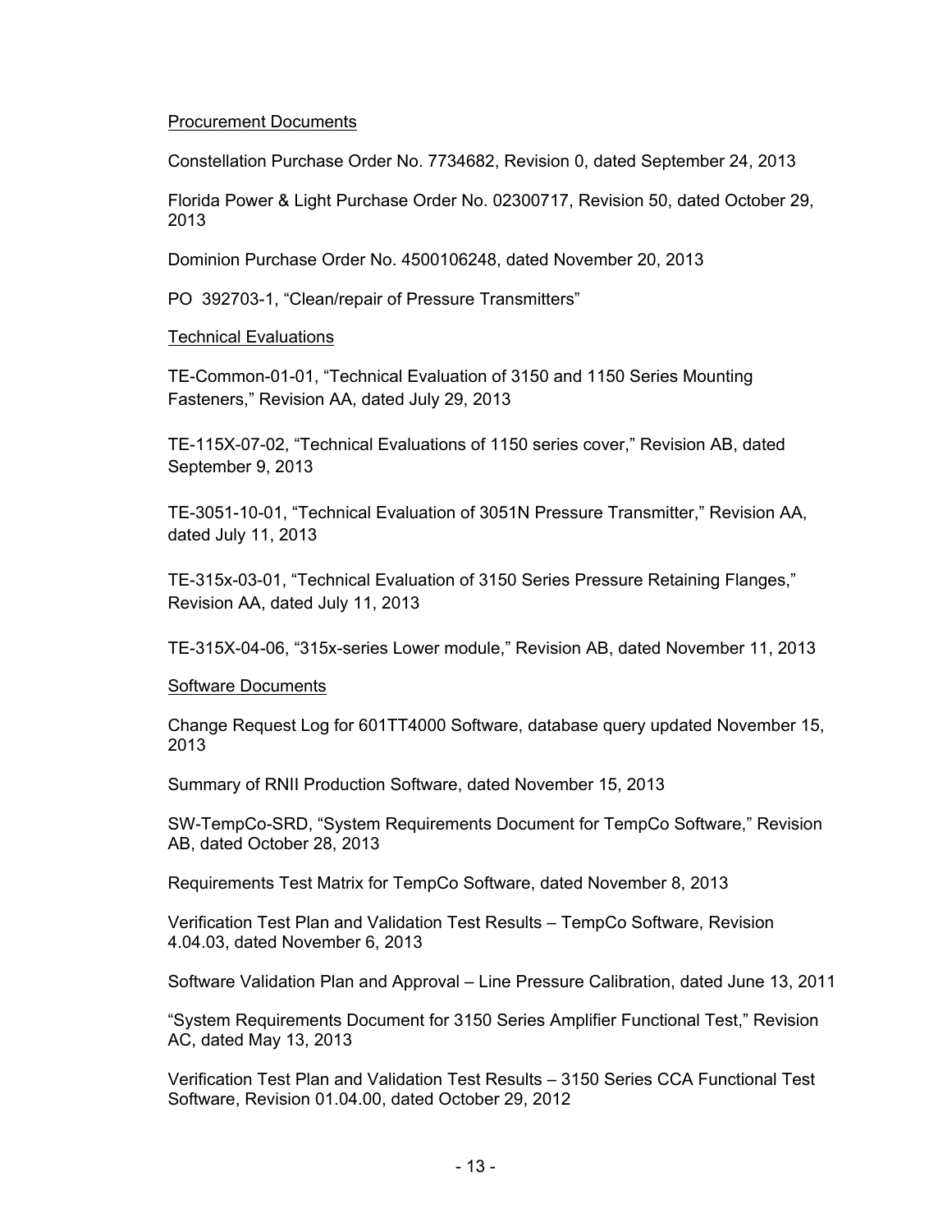Procurement Documents

Constellation Purchase Order No. 7734682, Revision 0, dated September 24, 2013

Florida Power & Light Purchase Order No. 02300717, Revision 50, dated October 29, 2013

Dominion Purchase Order No. 4500106248, dated November 20, 2013

PO 392703-1, "Clean/repair of Pressure Transmitters"

Technical Evaluations

TE-Common-01-01, "Technical Evaluation of 3150 and 1150 Series Mounting Fasteners," Revision AA, dated July 29, 2013

TE-115X-07-02, "Technical Evaluations of 1150 series cover," Revision AB, dated September 9, 2013

TE-3051-10-01, "Technical Evaluation of 3051N Pressure Transmitter," Revision AA, dated July 11, 2013

TE-315x-03-01, "Technical Evaluation of 3150 Series Pressure Retaining Flanges," Revision AA, dated July 11, 2013

TE-315X-04-06, "315x-series Lower module," Revision AB, dated November 11, 2013

Software Documents

Change Request Log for 601TT4000 Software, database query updated November 15, 2013

Summary of RNII Production Software, dated November 15, 2013

SW-TempCo-SRD, "System Requirements Document for TempCo Software," Revision AB, dated October 28, 2013

Requirements Test Matrix for TempCo Software, dated November 8, 2013

Verification Test Plan and Validation Test Results – TempCo Software, Revision 4.04.03, dated November 6, 2013

Software Validation Plan and Approval – Line Pressure Calibration, dated June 13, 2011

"System Requirements Document for 3150 Series Amplifier Functional Test," Revision AC, dated May 13, 2013

Verification Test Plan and Validation Test Results – 3150 Series CCA Functional Test Software, Revision 01.04.00, dated October 29, 2012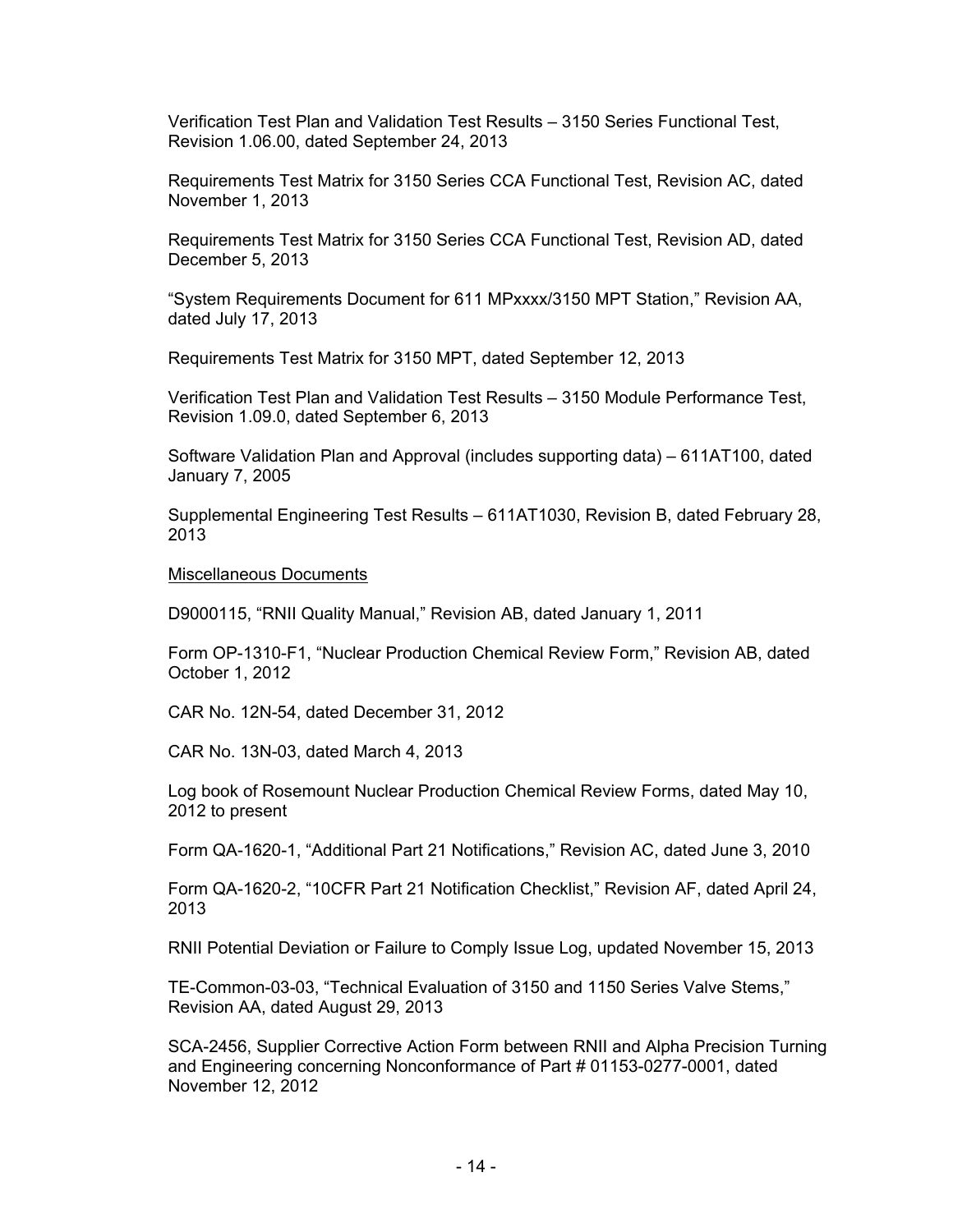Verification Test Plan and Validation Test Results – 3150 Series Functional Test, Revision 1.06.00, dated September 24, 2013

Requirements Test Matrix for 3150 Series CCA Functional Test, Revision AC, dated November 1, 2013

Requirements Test Matrix for 3150 Series CCA Functional Test, Revision AD, dated December 5, 2013

"System Requirements Document for 611 MPxxxx/3150 MPT Station," Revision AA, dated July 17, 2013

Requirements Test Matrix for 3150 MPT, dated September 12, 2013

Verification Test Plan and Validation Test Results – 3150 Module Performance Test, Revision 1.09.0, dated September 6, 2013

Software Validation Plan and Approval (includes supporting data) – 611AT100, dated January 7, 2005

Supplemental Engineering Test Results – 611AT1030, Revision B, dated February 28, 2013

<u>Miscellaneous Documents</u>

D9000115, "RNII Quality Manual," Revision AB, dated January 1, 2011

Form OP-1310-F1, "Nuclear Production Chemical Review Form," Revision AB, dated October 1, 2012

CAR No. 12N-54, dated December 31, 2012

CAR No. 13N-03, dated March 4, 2013

Log book of Rosemount Nuclear Production Chemical Review Forms, dated May 10, 2012 to present

Form QA-1620-1, "Additional Part 21 Notifications," Revision AC, dated June 3, 2010

Form QA-1620-2, "10CFR Part 21 Notification Checklist," Revision AF, dated April 24, 2013

RNII Potential Deviation or Failure to Comply Issue Log, updated November 15, 2013

TE-Common-03-03, "Technical Evaluation of 3150 and 1150 Series Valve Stems," Revision AA, dated August 29, 2013

SCA-2456, Supplier Corrective Action Form between RNII and Alpha Precision Turning and Engineering concerning Nonconformance of Part # 01153-0277-0001, dated November 12, 2012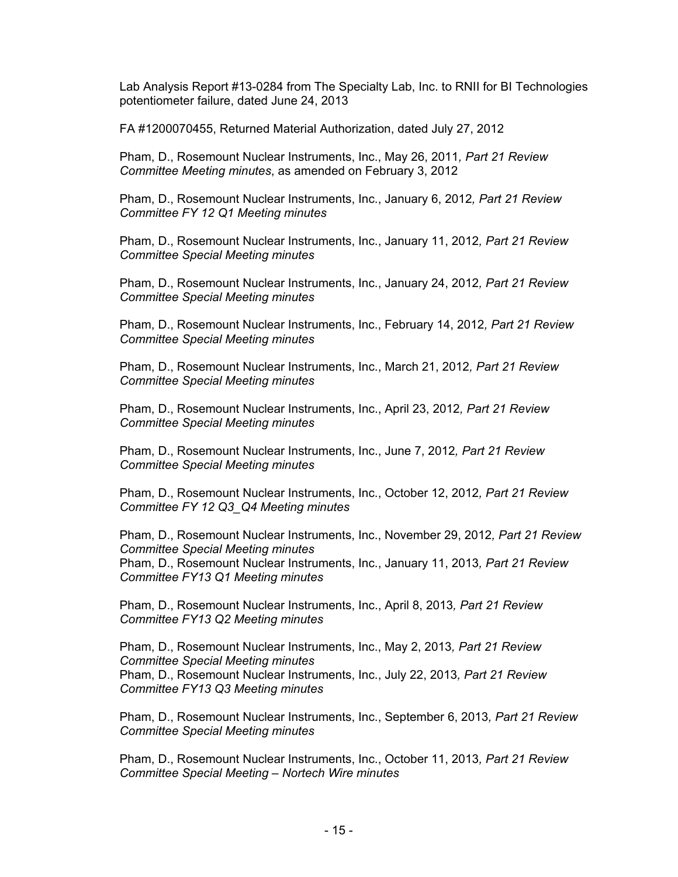Lab Analysis Report #13-0284 from The Specialty Lab, Inc. to RNII for BI Technologies potentiometer failure, dated June 24, 2013

FA #1200070455, Returned Material Authorization, dated July 27, 2012

Pham, D., Rosemount Nuclear Instruments, Inc., May 26, 2011*, Part 21 Review Committee Meeting minutes*, as amended on February 3, 2012

Pham, D., Rosemount Nuclear Instruments, Inc., January 6, 2012*, Part 21 Review Committee FY 12 Q1 Meeting minutes*

Pham, D., Rosemount Nuclear Instruments, Inc., January 11, 2012*, Part 21 Review Committee Special Meeting minutes*

Pham, D., Rosemount Nuclear Instruments, Inc., January 24, 2012*, Part 21 Review Committee Special Meeting minutes*

Pham, D., Rosemount Nuclear Instruments, Inc., February 14, 2012*, Part 21 Review Committee Special Meeting minutes*

Pham, D., Rosemount Nuclear Instruments, Inc., March 21, 2012*, Part 21 Review Committee Special Meeting minutes*

Pham, D., Rosemount Nuclear Instruments, Inc., April 23, 2012*, Part 21 Review Committee Special Meeting minutes*

Pham, D., Rosemount Nuclear Instruments, Inc., June 7, 2012*, Part 21 Review Committee Special Meeting minutes*

Pham, D., Rosemount Nuclear Instruments, Inc., October 12, 2012*, Part 21 Review Committee FY 12 Q3_Q4 Meeting minutes*

Pham, D., Rosemount Nuclear Instruments, Inc., November 29, 2012*, Part 21 Review Committee Special Meeting minutes*
Pham, D., Rosemount Nuclear Instruments, Inc., January 11, 2013*, Part 21 Review Committee FY13 Q1 Meeting minutes*

Pham, D., Rosemount Nuclear Instruments, Inc., April 8, 2013*, Part 21 Review Committee FY13 Q2 Meeting minutes*

Pham, D., Rosemount Nuclear Instruments, Inc., May 2, 2013*, Part 21 Review Committee Special Meeting minutes*
Pham, D., Rosemount Nuclear Instruments, Inc., July 22, 2013*, Part 21 Review Committee FY13 Q3 Meeting minutes*

Pham, D., Rosemount Nuclear Instruments, Inc., September 6, 2013*, Part 21 Review Committee Special Meeting minutes*

Pham, D., Rosemount Nuclear Instruments, Inc., October 11, 2013*, Part 21 Review Committee Special Meeting – Nortech Wire minutes*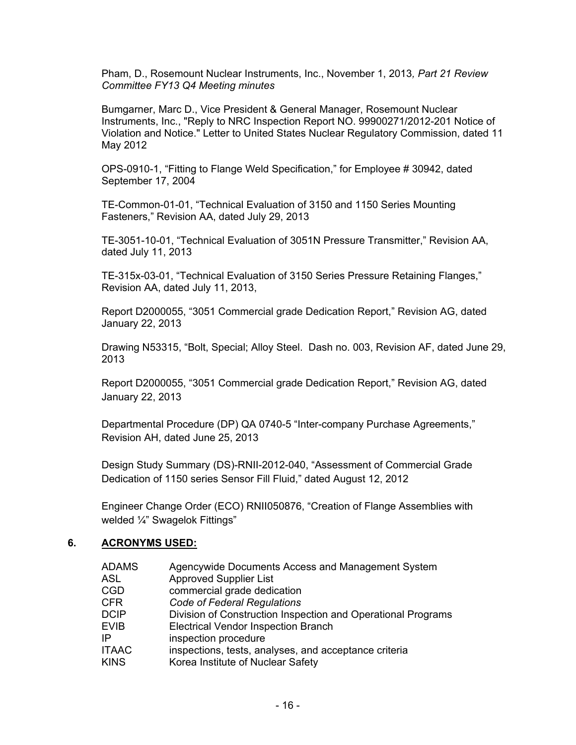Pham, D., Rosemount Nuclear Instruments, Inc., November 1, 2013*, Part 21 Review Committee FY13 Q4 Meeting minutes*

Bumgarner, Marc D., Vice President & General Manager, Rosemount Nuclear Instruments, Inc., "Reply to NRC Inspection Report NO. 99900271/2012-201 Notice of Violation and Notice." Letter to United States Nuclear Regulatory Commission, dated 11 May 2012

OPS-0910-1, "Fitting to Flange Weld Specification," for Employee # 30942, dated September 17, 2004

TE-Common-01-01, "Technical Evaluation of 3150 and 1150 Series Mounting Fasteners," Revision AA, dated July 29, 2013

TE-3051-10-01, "Technical Evaluation of 3051N Pressure Transmitter," Revision AA, dated July 11, 2013

TE-315x-03-01, "Technical Evaluation of 3150 Series Pressure Retaining Flanges," Revision AA, dated July 11, 2013,

Report D2000055, "3051 Commercial grade Dedication Report," Revision AG, dated January 22, 2013

Drawing N53315, "Bolt, Special; Alloy Steel. Dash no. 003, Revision AF, dated June 29, 2013

Report D2000055, "3051 Commercial grade Dedication Report," Revision AG, dated January 22, 2013

Departmental Procedure (DP) QA 0740-5 "Inter-company Purchase Agreements," Revision AH, dated June 25, 2013

Design Study Summary (DS)-RNII-2012-040, "Assessment of Commercial Grade Dedication of 1150 series Sensor Fill Fluid," dated August 12, 2012

Engineer Change Order (ECO) RNII050876, "Creation of Flange Assemblies with welded ¼" Swagelok Fittings"

## 6. ACRONYMS USED:

| | |
|---|---|
| ADAMS | Agencywide Documents Access and Management System |
| ASL | Approved Supplier List |
| CGD | commercial grade dedication |
| CFR | *Code of Federal Regulations* |
| DCIP | Division of Construction Inspection and Operational Programs |
| EVIB | Electrical Vendor Inspection Branch |
| IP | inspection procedure |
| ITAAC | inspections, tests, analyses, and acceptance criteria |
| KINS | Korea Institute of Nuclear Safety |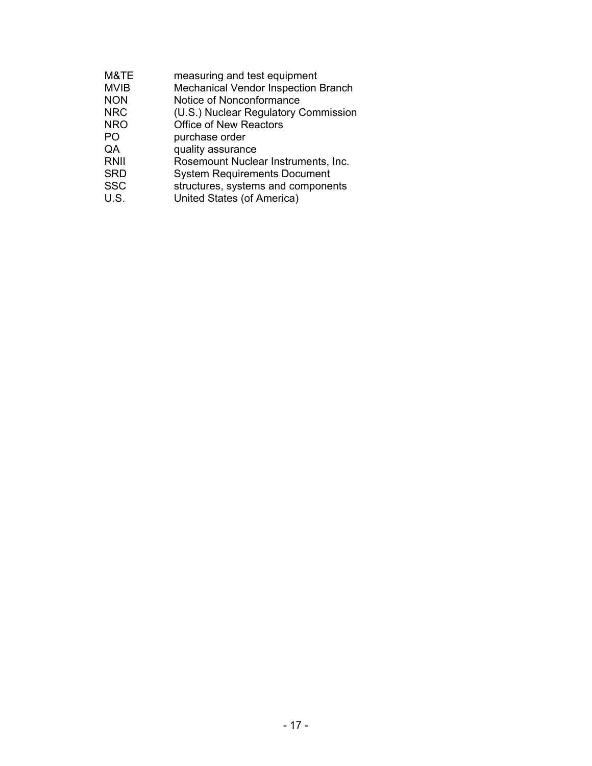| | |
|---|---|
| M&TE | measuring and test equipment |
| MVIB | Mechanical Vendor Inspection Branch |
| NON | Notice of Nonconformance |
| NRC | (U.S.) Nuclear Regulatory Commission |
| NRO | Office of New Reactors |
| PO | purchase order |
| QA | quality assurance |
| RNII | Rosemount Nuclear Instruments, Inc. |
| SRD | System Requirements Document |
| SSC | structures, systems and components |
| U.S. | United States (of America) |